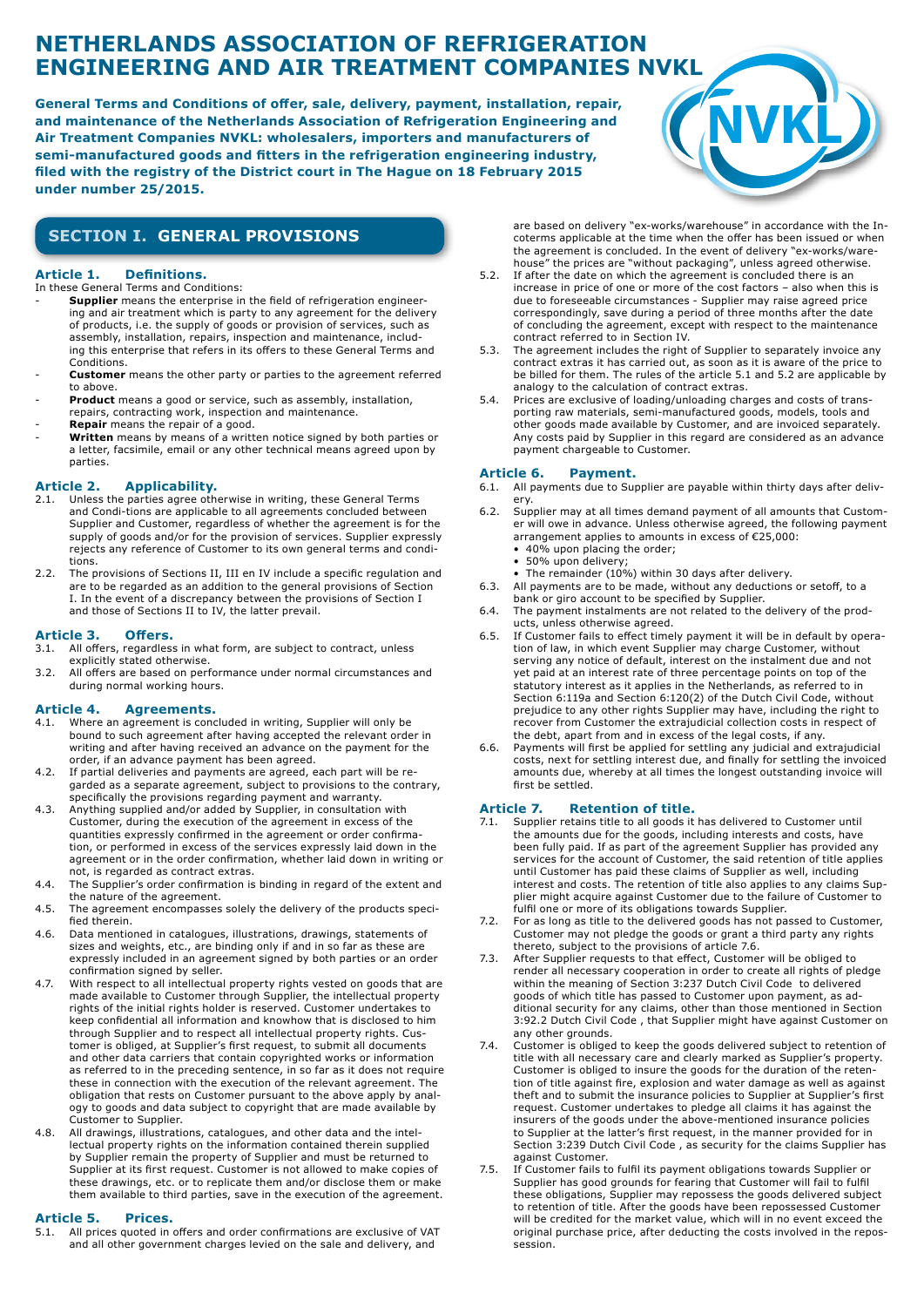# NETHERLANDS ASSOCIATION OF REFRIGERATION ENGINEERING AND AIR TREATMENT COMPANIES NVKL

**General Terms and Conditions of offer, sale, delivery, payment, installation, repair, and maintenance of the Netherlands Association of Refrigeration Engineering and Air Treatment Companies NVKL: wholesalers, importers and manufacturers of semi-manufactured goods and fitters in the refrigeration engineering industry, filed with the registry of the District court in The Hague on 18 February 2015 under number 25/2015.**

## SECTION I. GENERAL PROVISIONS

### Article 1. Definitions.

In these General Terms and Conditions:

- **Supplier** means the enterprise in the field of refrigeration engineering and air treatment which is party to any agreement for the delivery of products, i.e. the supply of goods or provision of services, such as assembly, installation, repairs, inspection and maintenance, including this enterprise that refers in its offers to these General Terms and Conditions.
- **Customer** means the other party or parties to the agreement referred to above.
- **Product** means a good or service, such as assembly, installation, repairs, contracting work, inspection and maintenance.
- **Repair** means the repair of a good.
- **Written** means by means of a written notice signed by both parties or a letter, facsimile, email or any other technical means agreed upon by parties.

### Article 2. Applicability.

2.1. Unless the parties agree otherwise in writing, these General Terms and Condi-tions are applicable to all agreements concluded between Supplier and Customer, regardless of whether the agreement is for the supply of goods and/or for the provision of services. Supplier expressly rejects any reference of Customer to its own general terms and conditions.

2.2. The provisions of Sections II, III en IV include a specific regulation and are to be regarded as an addition to the general provisions of Section I. In the event of a discrepancy between the provisions of Section I and those of Sections II to IV, the latter prevail.

### Article 3. Offers.

3.1. All offers, regardless in what form, are subject to contract, unless explicitly stated otherwise.

3.2. All offers are based on performance under normal circumstances and during normal working hours.

### Article 4. Agreements.

4.1. Where an agreement is concluded in writing, Supplier will only be bound to such agreement after having accepted the relevant order in writing and after having received an advance on the payment for the order, if an advance payment has been agreed.

4.2. If partial deliveries and payments are agreed, each part will be regarded as a separate agreement, subject to provisions to the contrary, specifically the provisions regarding payment and warranty.

4.3. Anything supplied and/or added by Supplier, in consultation with Customer, during the execution of the agreement in excess of the quantities expressly confirmed in the agreement or order confirmation, or performed in excess of the services expressly laid down in the agreement or in the order confirmation, whether laid down in writing or not, is regarded as contract extras.

4.4. The Supplier's order confirmation is binding in regard of the extent and the nature of the agreement.

4.5. The agreement encompasses solely the delivery of the products specified therein.

4.6. Data mentioned in catalogues, illustrations, drawings, statements of sizes and weights, etc., are binding only if and in so far as these are expressly included in an agreement signed by both parties or an order confirmation signed by seller.

4.7. With respect to all intellectual property rights vested on goods that are made available to Customer through Supplier, the intellectual property rights of the initial rights holder is reserved. Customer undertakes to keep confidential all information and knowhow that is disclosed to him through Supplier and to respect all intellectual property rights. Customer is obliged, at Supplier's first request, to submit all documents and other data carriers that contain copyrighted works or information as referred to in the preceding sentence, in so far as it does not require these in connection with the execution of the relevant agreement. The obligation that rests on Customer pursuant to the above apply by analogy to goods and data subject to copyright that are made available by Customer to Supplier.

4.8. All drawings, illustrations, catalogues, and other data and the intellectual property rights on the information contained therein supplied by Supplier remain the property of Supplier and must be returned to Supplier at its first request. Customer is not allowed to make copies of these drawings, etc. or to replicate them and/or disclose them or make them available to third parties, save in the execution of the agreement.

### Article 5. Prices.

5.1. All prices quoted in offers and order confirmations are exclusive of VAT and all other government charges levied on the sale and delivery, and are based on delivery "ex-works/warehouse" in accordance with the Incoterms applicable at the time when the offer has been issued or when the agreement is concluded. In the event of delivery "ex-works/warehouse" the prices are "without packaging", unless agreed otherwise.

5.2. If after the date on which the agreement is concluded there is an increase in price of one or more of the cost factors – also when this is due to foreseeable circumstances - Supplier may raise agreed price correspondingly, save during a period of three months after the date of concluding the agreement, except with respect to the maintenance contract referred to in Section IV.

5.3. The agreement includes the right of Supplier to separately invoice any contract extras it has carried out, as soon as it is aware of the price to be billed for them. The rules of the article 5.1 and 5.2 are applicable by analogy to the calculation of contract extras.

5.4. Prices are exclusive of loading/unloading charges and costs of transporting raw materials, semi-manufactured goods, models, tools and other goods made available by Customer, and are invoiced separately. Any costs paid by Supplier in this regard are considered as an advance payment chargeable to Customer.

### Article 6. Payment.

6.1. All payments due to Supplier are payable within thirty days after delivery.

6.2. Supplier may at all times demand payment of all amounts that Customer will owe in advance. Unless otherwise agreed, the following payment arrangement applies to amounts in excess of €25,000:

- 40% upon placing the order;
- 50% upon delivery;
- The remainder (10%) within 30 days after delivery.

6.3. All payments are to be made, without any deductions or setoff, to a bank or giro account to be specified by Supplier.

6.4. The payment instalments are not related to the delivery of the products, unless otherwise agreed.

6.5. If Customer fails to effect timely payment it will be in default by operation of law, in which event Supplier may charge Customer, without serving any notice of default, interest on the instalment due and not yet paid at an interest rate of three percentage points on top of the statutory interest as it applies in the Netherlands, as referred to in Section 6:119a and Section 6:120(2) of the Dutch Civil Code, without prejudice to any other rights Supplier may have, including the right to recover from Customer the extrajudicial collection costs in respect of the debt, apart from and in excess of the legal costs, if any.

6.6. Payments will first be applied for settling any judicial and extrajudicial costs, next for settling interest due, and finally for settling the invoiced amounts due, whereby at all times the longest outstanding invoice will first be settled.

### Article 7. Retention of title.

7.1. Supplier retains title to all goods it has delivered to Customer until the amounts due for the goods, including interests and costs, have been fully paid. If as part of the agreement Supplier has provided any services for the account of Customer, the said retention of title applies until Customer has paid these claims of Supplier as well, including interest and costs. The retention of title also applies to any claims Supplier might acquire against Customer due to the failure of Customer to fulfil one or more of its obligations towards Supplier.

7.2. For as long as title to the delivered goods has not passed to Customer, Customer may not pledge the goods or grant a third party any rights thereto, subject to the provisions of article 7.6.

7.3. After Supplier requests to that effect, Customer will be obliged to render all necessary cooperation in order to create all rights of pledge within the meaning of Section 3:237 Dutch Civil Code to delivered goods of which title has passed to Customer upon payment, as additional security for any claims, other than those mentioned in Section 3:92.2 Dutch Civil Code , that Supplier might have against Customer on any other grounds.

7.4. Customer is obliged to keep the goods delivered subject to retention of title with all necessary care and clearly marked as Supplier's property. Customer is obliged to insure the goods for the duration of the retention of title against fire, explosion and water damage as well as against theft and to submit the insurance policies to Supplier at Supplier's first request. Customer undertakes to pledge all claims it has against the insurers of the goods under the above-mentioned insurance policies to Supplier at the latter's first request, in the manner provided for in Section 3:239 Dutch Civil Code , as security for the claims Supplier has against Customer.

7.5. If Customer fails to fulfil its payment obligations towards Supplier or Supplier has good grounds for fearing that Customer will fail to fulfil these obligations, Supplier may repossess the goods delivered subject to retention of title. After the goods have been repossessed Customer will be credited for the market value, which will in no event exceed the original purchase price, after deducting the costs involved in the repossession.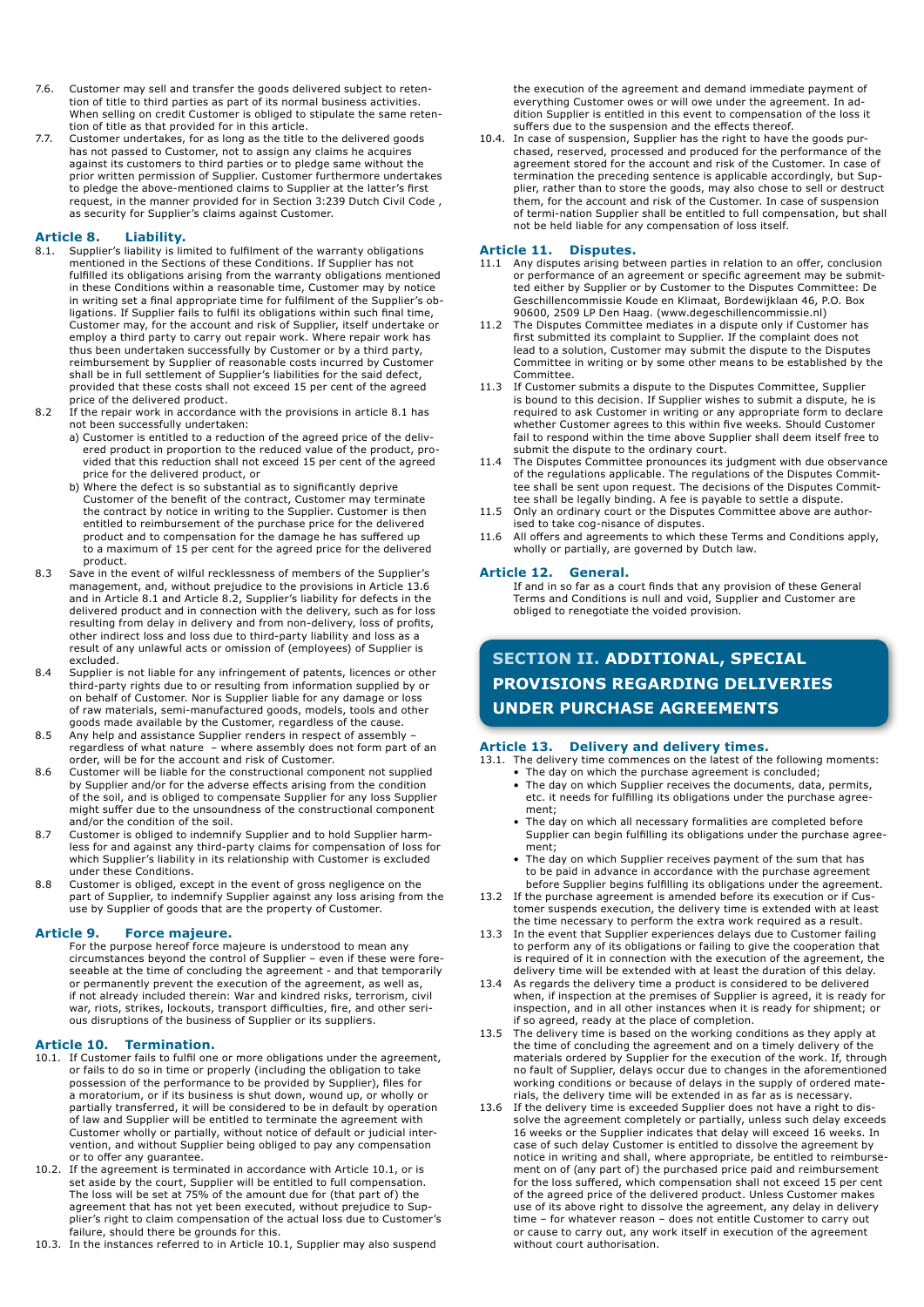7.6. Customer may sell and transfer the goods delivered subject to retention of title to third parties as part of its normal business activities. When selling on credit Customer is obliged to stipulate the same retention of title as that provided for in this article.

7.7. Customer undertakes, for as long as the title to the delivered goods has not passed to Customer, not to assign any claims he acquires against its customers to third parties or to pledge same without the prior written permission of Supplier. Customer furthermore undertakes to pledge the above-mentioned claims to Supplier at the latter's first request, in the manner provided for in Section 3:239 Dutch Civil Code , as security for Supplier's claims against Customer.

## Article 8. Liability.

8.1. Supplier's liability is limited to fulfilment of the warranty obligations mentioned in the Sections of these Conditions. If Supplier has not fulfilled its obligations arising from the warranty obligations mentioned in these Conditions within a reasonable time, Customer may by notice in writing set a final appropriate time for fulfilment of the Supplier's obligations. If Supplier fails to fulfil its obligations within such final time, Customer may, for the account and risk of Supplier, itself undertake or employ a third party to carry out repair work. Where repair work has thus been undertaken successfully by Customer or by a third party, reimbursement by Supplier of reasonable costs incurred by Customer shall be in full settlement of Supplier's liabilities for the said defect, provided that these costs shall not exceed 15 per cent of the agreed price of the delivered product.

8.2 If the repair work in accordance with the provisions in article 8.1 has not been successfully undertaken:

a) Customer is entitled to a reduction of the agreed price of the delivered product in proportion to the reduced value of the product, provided that this reduction shall not exceed 15 per cent of the agreed price for the delivered product, or

b) Where the defect is so substantial as to significantly deprive Customer of the benefit of the contract, Customer may terminate the contract by notice in writing to the Supplier. Customer is then entitled to reimbursement of the purchase price for the delivered product and to compensation for the damage he has suffered up to a maximum of 15 per cent for the agreed price for the delivered product.

8.3 Save in the event of wilful recklessness of members of the Supplier's management, and, without prejudice to the provisions in Article 13.6 and in Article 8.1 and Article 8.2, Supplier's liability for defects in the delivered product and in connection with the delivery, such as for loss resulting from delay in delivery and from non-delivery, loss of profits, other indirect loss and loss due to third-party liability and loss as a result of any unlawful acts or omission of (employees) of Supplier is excluded.

8.4 Supplier is not liable for any infringement of patents, licences or other third-party rights due to or resulting from information supplied by or on behalf of Customer. Nor is Supplier liable for any damage or loss of raw materials, semi-manufactured goods, models, tools and other goods made available by the Customer, regardless of the cause.

8.5 Any help and assistance Supplier renders in respect of assembly – regardless of what nature – where assembly does not form part of an order, will be for the account and risk of Customer.

8.6 Customer will be liable for the constructional component not supplied by Supplier and/or for the adverse effects arising from the condition of the soil, and is obliged to compensate Supplier for any loss Supplier might suffer due to the unsoundness of the constructional component and/or the condition of the soil.

8.7 Customer is obliged to indemnify Supplier and to hold Supplier harmless for and against any third-party claims for compensation of loss for which Supplier's liability in its relationship with Customer is excluded under these Conditions.

8.8 Customer is obliged, except in the event of gross negligence on the part of Supplier, to indemnify Supplier against any loss arising from the use by Supplier of goods that are the property of Customer.

## Article 9. Force majeure.

For the purpose hereof force majeure is understood to mean any circumstances beyond the control of Supplier – even if these were foreseeable at the time of concluding the agreement - and that temporarily or permanently prevent the execution of the agreement, as well as, if not already included therein: War and kindred risks, terrorism, civil war, riots, strikes, lockouts, transport difficulties, fire, and other serious disruptions of the business of Supplier or its suppliers.

## Article 10. Termination.

10.1. If Customer fails to fulfil one or more obligations under the agreement, or fails to do so in time or properly (including the obligation to take possession of the performance to be provided by Supplier), files for a moratorium, or if its business is shut down, wound up, or wholly or partially transferred, it will be considered to be in default by operation of law and Supplier will be entitled to terminate the agreement with Customer wholly or partially, without notice of default or judicial intervention, and without Supplier being obliged to pay any compensation or to offer any guarantee.

10.2. If the agreement is terminated in accordance with Article 10.1, or is set aside by the court, Supplier will be entitled to full compensation. The loss will be set at 75% of the amount due for (that part of) the agreement that has not yet been executed, without prejudice to Supplier's right to claim compensation of the actual loss due to Customer's failure, should there be grounds for this.

10.3. In the instances referred to in Article 10.1, Supplier may also suspend the execution of the agreement and demand immediate payment of everything Customer owes or will owe under the agreement. In addition Supplier is entitled in this event to compensation of the loss it suffers due to the suspension and the effects thereof.

10.4. In case of suspension, Supplier has the right to have the goods purchased, reserved, processed and produced for the performance of the agreement stored for the account and risk of the Customer. In case of termination the preceding sentence is applicable accordingly, but Supplier, rather than to store the goods, may also chose to sell or destruct them, for the account and risk of the Customer. In case of suspension of termi-nation Supplier shall be entitled to full compensation, but shall not be held liable for any compensation of loss itself.

## Article 11. Disputes.

11.1 Any disputes arising between parties in relation to an offer, conclusion or performance of an agreement or specific agreement may be submitted either by Supplier or by Customer to the Disputes Committee: De Geschillencommissie Koude en Klimaat, Bordewijklaan 46, P.O. Box 90600, 2509 LP Den Haag. (www.degeschillencommissie.nl)

11.2 The Disputes Committee mediates in a dispute only if Customer has first submitted its complaint to Supplier. If the complaint does not lead to a solution, Customer may submit the dispute to the Disputes Committee in writing or by some other means to be established by the Committee.

11.3 If Customer submits a dispute to the Disputes Committee, Supplier is bound to this decision. If Supplier wishes to submit a dispute, he is required to ask Customer in writing or any appropriate form to declare whether Customer agrees to this within five weeks. Should Customer fail to respond within the time above Supplier shall deem itself free to submit the dispute to the ordinary court.

11.4 The Disputes Committee pronounces its judgment with due observance of the regulations applicable. The regulations of the Disputes Committee shall be sent upon request. The decisions of the Disputes Committee shall be legally binding. A fee is payable to settle a dispute.

11.5 Only an ordinary court or the Disputes Committee above are authorised to take cog-nisance of disputes.

11.6 All offers and agreements to which these Terms and Conditions apply, wholly or partially, are governed by Dutch law.

## Article 12. General.

If and in so far as a court finds that any provision of these General Terms and Conditions is null and void, Supplier and Customer are obliged to renegotiate the voided provision.

# SECTION II. ADDITIONAL, SPECIAL PROVISIONS REGARDING DELIVERIES UNDER PURCHASE AGREEMENTS

## Article 13. Delivery and delivery times.

13.1. The delivery time commences on the latest of the following moments:

- The day on which the purchase agreement is concluded;
- The day on which Supplier receives the documents, data, permits, etc. it needs for fulfilling its obligations under the purchase agreement;
- The day on which all necessary formalities are completed before Supplier can begin fulfilling its obligations under the purchase agreement;
- The day on which Supplier receives payment of the sum that has to be paid in advance in accordance with the purchase agreement before Supplier begins fulfilling its obligations under the agreement.

13.2 If the purchase agreement is amended before its execution or if Customer suspends execution, the delivery time is extended with at least the time necessary to perform the extra work required as a result.

13.3 In the event that Supplier experiences delays due to Customer failing to perform any of its obligations or failing to give the cooperation that is required of it in connection with the execution of the agreement, the delivery time will be extended with at least the duration of this delay.

13.4 As regards the delivery time a product is considered to be delivered when, if inspection at the premises of Supplier is agreed, it is ready for inspection, and in all other instances when it is ready for shipment; or if so agreed, ready at the place of completion.

13.5 The delivery time is based on the working conditions as they apply at the time of concluding the agreement and on a timely delivery of the materials ordered by Supplier for the execution of the work. If, through no fault of Supplier, delays occur due to changes in the aforementioned working conditions or because of delays in the supply of ordered materials, the delivery time will be extended in as far as is necessary.

13.6 If the delivery time is exceeded Supplier does not have a right to dissolve the agreement completely or partially, unless such delay exceeds 16 weeks or the Supplier indicates that delay will exceed 16 weeks. In case of such delay Customer is entitled to dissolve the agreement by notice in writing and shall, where appropriate, be entitled to reimbursement on of (any part of) the purchased price paid and reimbursement for the loss suffered, which compensation shall not exceed 15 per cent of the agreed price of the delivered product. Unless Customer makes use of its above right to dissolve the agreement, any delay in delivery time – for whatever reason – does not entitle Customer to carry out or cause to carry out, any work itself in execution of the agreement without court authorisation.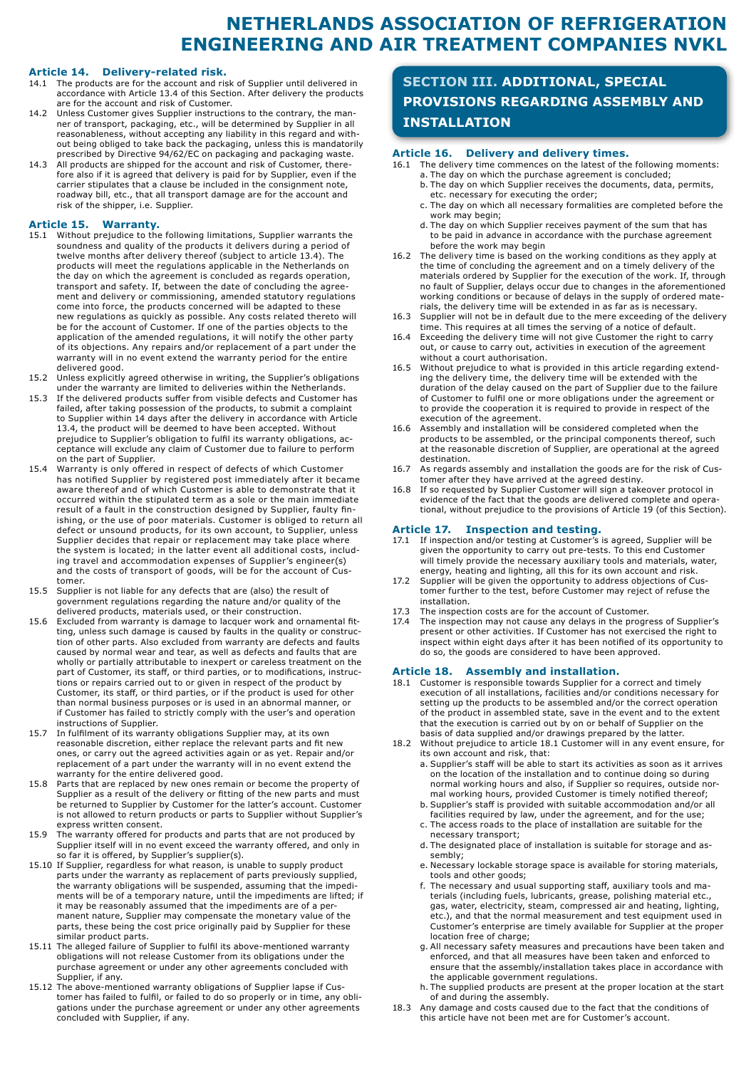# NETHERLANDS ASSOCIATION OF REFRIGERATION ENGINEERING AND AIR TREATMENT COMPANIES NVKL

### Article 14. Delivery-related risk.

14.1 The products are for the account and risk of Supplier until delivered in accordance with Article 13.4 of this Section. After delivery the products are for the account and risk of Customer.

14.2 Unless Customer gives Supplier instructions to the contrary, the manner of transport, packaging, etc., will be determined by Supplier in all reasonableness, without accepting any liability in this regard and without being obliged to take back the packaging, unless this is mandatorily prescribed by Directive 94/62/EC on packaging and packaging waste.

14.3 All products are shipped for the account and risk of Customer, therefore also if it is agreed that delivery is paid for by Supplier, even if the carrier stipulates that a clause be included in the consignment note, roadway bill, etc., that all transport damage are for the account and risk of the shipper, i.e. Supplier.

### Article 15. Warranty.

15.1 Without prejudice to the following limitations, Supplier warrants the soundness and quality of the products it delivers during a period of twelve months after delivery thereof (subject to article 13.4). The products will meet the regulations applicable in the Netherlands on the day on which the agreement is concluded as regards operation, transport and safety. If, between the date of concluding the agreement and delivery or commissioning, amended statutory regulations come into force, the products concerned will be adapted to these new regulations as quickly as possible. Any costs related thereto will be for the account of Customer. If one of the parties objects to the application of the amended regulations, it will notify the other party of its objections. Any repairs and/or replacement of a part under the warranty will in no event extend the warranty period for the entire delivered good.

15.2 Unless explicitly agreed otherwise in writing, the Supplier's obligations under the warranty are limited to deliveries within the Netherlands.

15.3 If the delivered products suffer from visible defects and Customer has failed, after taking possession of the products, to submit a complaint to Supplier within 14 days after the delivery in accordance with Article 13.4, the product will be deemed to have been accepted. Without prejudice to Supplier's obligation to fulfil its warranty obligations, acceptance will exclude any claim of Customer due to failure to perform on the part of Supplier.

15.4 Warranty is only offered in respect of defects of which Customer has notified Supplier by registered post immediately after it became aware thereof and of which Customer is able to demonstrate that it occurred within the stipulated term as a sole or the main immediate result of a fault in the construction designed by Supplier, faulty finishing, or the use of poor materials. Customer is obliged to return all defect or unsound products, for its own account, to Supplier, unless Supplier decides that repair or replacement may take place where the system is located; in the latter event all additional costs, including travel and accommodation expenses of Supplier's engineer(s) and the costs of transport of goods, will be for the account of Customer.

15.5 Supplier is not liable for any defects that are (also) the result of government regulations regarding the nature and/or quality of the delivered products, materials used, or their construction.

15.6 Excluded from warranty is damage to lacquer work and ornamental fitting, unless such damage is caused by faults in the quality or construction of other parts. Also excluded from warranty are defects and faults caused by normal wear and tear, as well as defects and faults that are wholly or partially attributable to inexpert or careless treatment on the part of Customer, its staff, or third parties, or to modifications, instructions or repairs carried out to or given in respect of the product by Customer, its staff, or third parties, or if the product is used for other than normal business purposes or is used in an abnormal manner, or if Customer has failed to strictly comply with the user's and operation instructions of Supplier.

15.7 In fulfilment of its warranty obligations Supplier may, at its own reasonable discretion, either replace the relevant parts and fit new ones, or carry out the agreed activities again or as yet. Repair and/or replacement of a part under the warranty will in no event extend the warranty for the entire delivered good.

15.8 Parts that are replaced by new ones remain or become the property of Supplier as a result of the delivery or fitting of the new parts and must be returned to Supplier by Customer for the latter's account. Customer is not allowed to return products or parts to Supplier without Supplier's express written consent.

15.9 The warranty offered for products and parts that are not produced by Supplier itself will in no event exceed the warranty offered, and only in so far it is offered, by Supplier's supplier(s).

15.10 If Supplier, regardless for what reason, is unable to supply product parts under the warranty as replacement of parts previously supplied, the warranty obligations will be suspended, assuming that the impediments will be of a temporary nature, until the impediments are lifted; if it may be reasonably assumed that the impediments are of a permanent nature, Supplier may compensate the monetary value of the parts, these being the cost price originally paid by Supplier for these similar product parts.

15.11 The alleged failure of Supplier to fulfil its above-mentioned warranty obligations will not release Customer from its obligations under the purchase agreement or under any other agreements concluded with Supplier, if any.

15.12 The above-mentioned warranty obligations of Supplier lapse if Customer has failed to fulfil, or failed to do so properly or in time, any obligations under the purchase agreement or under any other agreements concluded with Supplier, if any.

## SECTION III. ADDITIONAL, SPECIAL PROVISIONS REGARDING ASSEMBLY AND INSTALLATION

### Article 16. Delivery and delivery times.

16.1 The delivery time commences on the latest of the following moments:
   a. The day on which the purchase agreement is concluded;
   b. The day on which Supplier receives the documents, data, permits, etc. necessary for executing the order;
   c. The day on which all necessary formalities are completed before the work may begin;
   d. The day on which Supplier receives payment of the sum that has to be paid in advance in accordance with the purchase agreement before the work may begin

16.2 The delivery time is based on the working conditions as they apply at the time of concluding the agreement and on a timely delivery of the materials ordered by Supplier for the execution of the work. If, through no fault of Supplier, delays occur due to changes in the aforementioned working conditions or because of delays in the supply of ordered materials, the delivery time will be extended in as far as is necessary.

16.3 Supplier will not be in default due to the mere exceeding of the delivery time. This requires at all times the serving of a notice of default.

16.4 Exceeding the delivery time will not give Customer the right to carry out, or cause to carry out, activities in execution of the agreement without a court authorisation.

16.5 Without prejudice to what is provided in this article regarding extending the delivery time, the delivery time will be extended with the duration of the delay caused on the part of Supplier due to the failure of Customer to fulfil one or more obligations under the agreement or to provide the cooperation it is required to provide in respect of the execution of the agreement.

16.6 Assembly and installation will be considered completed when the products to be assembled, or the principal components thereof, such at the reasonable discretion of Supplier, are operational at the agreed destination.

16.7 As regards assembly and installation the goods are for the risk of Customer after they have arrived at the agreed destiny.

16.8 If so requested by Supplier Customer will sign a takeover protocol in evidence of the fact that the goods are delivered complete and operational, without prejudice to the provisions of Article 19 (of this Section).

### Article 17. Inspection and testing.

17.1 If inspection and/or testing at Customer's is agreed, Supplier will be given the opportunity to carry out pre-tests. To this end Customer will timely provide the necessary auxiliary tools and materials, water, energy, heating and lighting, all this for its own account and risk.

17.2 Supplier will be given the opportunity to address objections of Customer further to the test, before Customer may reject of refuse the installation.

17.3 The inspection costs are for the account of Customer.

17.4 The inspection may not cause any delays in the progress of Supplier's present or other activities. If Customer has not exercised the right to inspect within eight days after it has been notified of its opportunity to do so, the goods are considered to have been approved.

### Article 18. Assembly and installation.

18.1 Customer is responsible towards Supplier for a correct and timely execution of all installations, facilities and/or conditions necessary for setting up the products to be assembled and/or the correct operation of the product in assembled state, save in the event and to the extent that the execution is carried out by on or behalf of Supplier on the basis of data supplied and/or drawings prepared by the latter.

18.2 Without prejudice to article 18.1 Customer will in any event ensure, for its own account and risk, that:
   a. Supplier's staff will be able to start its activities as soon as it arrives on the location of the installation and to continue doing so during normal working hours and also, if Supplier so requires, outside normal working hours, provided Customer is timely notified thereof;
   b. Supplier's staff is provided with suitable accommodation and/or all facilities required by law, under the agreement, and for the use;
   c. The access roads to the place of installation are suitable for the necessary transport;
   d. The designated place of installation is suitable for storage and assembly;
   e. Necessary lockable storage space is available for storing materials, tools and other goods;
   f. The necessary and usual supporting staff, auxiliary tools and materials (including fuels, lubricants, grease, polishing material etc., gas, water, electricity, steam, compressed air and heating, lighting, etc.), and that the normal measurement and test equipment used in Customer's enterprise are timely available for Supplier at the proper location free of charge;
   g. All necessary safety measures and precautions have been taken and enforced, and that all measures have been taken and enforced to ensure that the assembly/installation takes place in accordance with the applicable government regulations.
   h. The supplied products are present at the proper location at the start of and during the assembly.

18.3 Any damage and costs caused due to the fact that the conditions of this article have not been met are for Customer's account.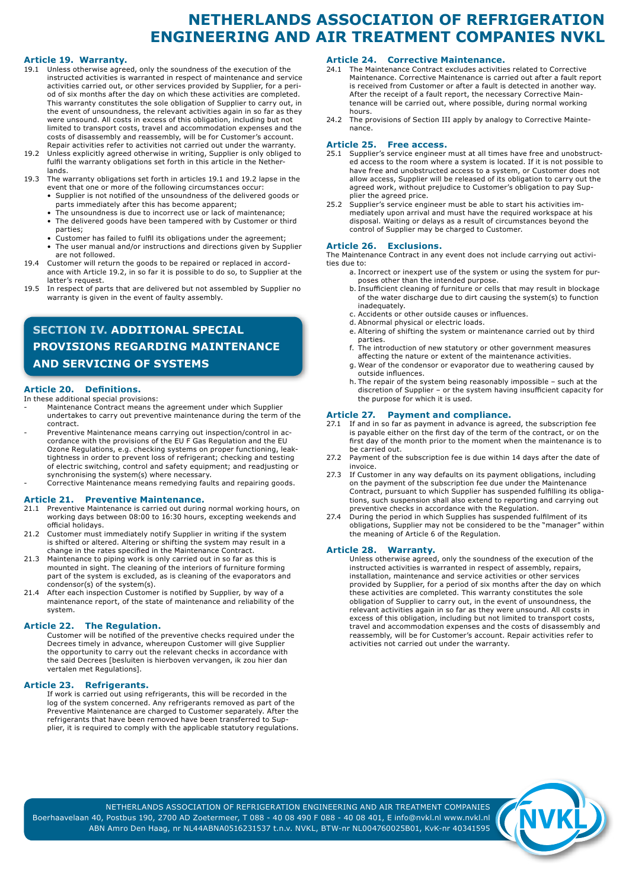## Article 19. Warranty.

19.1 Unless otherwise agreed, only the soundness of the execution of the instructed activities is warranted in respect of maintenance and service activities carried out, or other services provided by Supplier, for a period of six months after the day on which these activities are completed. This warranty constitutes the sole obligation of Supplier to carry out, in the event of unsoundness, the relevant activities again in so far as they were unsound. All costs in excess of this obligation, including but not limited to transport costs, travel and accommodation expenses and the costs of disassembly and reassembly, will be for Customer's account. Repair activities refer to activities not carried out under the warranty.

19.2 Unless explicitly agreed otherwise in writing, Supplier is only obliged to fulfil the warranty obligations set forth in this article in the Netherlands.

19.3 The warranty obligations set forth in articles 19.1 and 19.2 lapse in the event that one or more of the following circumstances occur:
- Supplier is not notified of the unsoundness of the delivered goods or parts immediately after this has become apparent;
- The unsoundness is due to incorrect use or lack of maintenance;
- The delivered goods have been tampered with by Customer or third parties;
- Customer has failed to fulfil its obligations under the agreement;
- The user manual and/or instructions and directions given by Supplier are not followed.

19.4 Customer will return the goods to be repaired or replaced in accordance with Article 19.2, in so far it is possible to do so, to Supplier at the latter's request.

19.5 In respect of parts that are delivered but not assembled by Supplier no warranty is given in the event of faulty assembly.

# SECTION IV. ADDITIONAL SPECIAL PROVISIONS REGARDING MAINTENANCE AND SERVICING OF SYSTEMS

## Article 20. Definitions.

In these additional special provisions:
- Maintenance Contract means the agreement under which Supplier undertakes to carry out preventive maintenance during the term of the contract.
- Preventive Maintenance means carrying out inspection/control in accordance with the provisions of the EU F Gas Regulation and the EU Ozone Regulations, e.g. checking systems on proper functioning, leak-tightness in order to prevent loss of refrigerant; checking and testing of electric switching, control and safety equipment; and readjusting or synchronising the system(s) where necessary.
- Corrective Maintenance means remedying faults and repairing goods.

## Article 21. Preventive Maintenance.

21.1 Preventive Maintenance is carried out during normal working hours, on working days between 08:00 to 16:30 hours, excepting weekends and official holidays.

21.2 Customer must immediately notify Supplier in writing if the system is shifted or altered. Altering or shifting the system may result in a change in the rates specified in the Maintenance Contract.

21.3 Maintenance to piping work is only carried out in so far as this is mounted in sight. The cleaning of the interiors of furniture forming part of the system is excluded, as is cleaning of the evaporators and condensor(s) of the system(s).

21.4 After each inspection Customer is notified by Supplier, by way of a maintenance report, of the state of maintenance and reliability of the system.

## Article 22. The Regulation.

Customer will be notified of the preventive checks required under the Decrees timely in advance, whereupon Customer will give Supplier the opportunity to carry out the relevant checks in accordance with the said Decrees [besluiten is hierboven vervangen, ik zou hier dan vertalen met Regulations].

## Article 23. Refrigerants.

If work is carried out using refrigerants, this will be recorded in the log of the system concerned. Any refrigerants removed as part of the Preventive Maintenance are charged to Customer separately. After the refrigerants that have been removed have been transferred to Supplier, it is required to comply with the applicable statutory regulations.

## Article 24. Corrective Maintenance.

24.1 The Maintenance Contract excludes activities related to Corrective Maintenance. Corrective Maintenance is carried out after a fault report is received from Customer or after a fault is detected in another way. After the receipt of a fault report, the necessary Corrective Maintenance will be carried out, where possible, during normal working hours.

24.2 The provisions of Section III apply by analogy to Corrective Maintenance.

## Article 25. Free access.

25.1 Supplier's service engineer must at all times have free and unobstructed access to the room where a system is located. If it is not possible to have free and unobstructed access to a system, or Customer does not allow access, Supplier will be released of its obligation to carry out the agreed work, without prejudice to Customer's obligation to pay Supplier the agreed price.

25.2 Supplier's service engineer must be able to start his activities immediately upon arrival and must have the required workspace at his disposal. Waiting or delays as a result of circumstances beyond the control of Supplier may be charged to Customer.

## Article 26. Exclusions.

The Maintenance Contract in any event does not include carrying out activities due to:

a. Incorrect or inexpert use of the system or using the system for purposes other than the intended purpose.
b. Insufficient cleaning of furniture or cells that may result in blockage of the water discharge due to dirt causing the system(s) to function inadequately.
c. Accidents or other outside causes or influences.
d. Abnormal physical or electric loads.
e. Altering of shifting the system or maintenance carried out by third parties.
f. The introduction of new statutory or other government measures affecting the nature or extent of the maintenance activities.
g. Wear of the condensor or evaporator due to weathering caused by outside influences.
h. The repair of the system being reasonably impossible – such at the discretion of Supplier – or the system having insufficient capacity for the purpose for which it is used.

## Article 27. Payment and compliance.

27.1 If and in so far as payment in advance is agreed, the subscription fee is payable either on the first day of the term of the contract, or on the first day of the month prior to the moment when the maintenance is to be carried out.

27.2 Payment of the subscription fee is due within 14 days after the date of invoice.

27.3 If Customer in any way defaults on its payment obligations, including on the payment of the subscription fee due under the Maintenance Contract, pursuant to which Supplier has suspended fulfilling its obligations, such suspension shall also extend to reporting and carrying out preventive checks in accordance with the Regulation.

27.4 During the period in which Supplies has suspended fulfilment of its obligations, Supplier may not be considered to be the "manager" within the meaning of Article 6 of the Regulation.

## Article 28. Warranty.

Unless otherwise agreed, only the soundness of the execution of the instructed activities is warranted in respect of assembly, repairs, installation, maintenance and service activities or other services provided by Supplier, for a period of six months after the day on which these activities are completed. This warranty constitutes the sole obligation of Supplier to carry out, in the event of unsoundness, the relevant activities again in so far as they were unsound. All costs in excess of this obligation, including but not limited to transport costs, travel and accommodation expenses and the costs of disassembly and reassembly, will be for Customer's account. Repair activities refer to activities not carried out under the warranty.